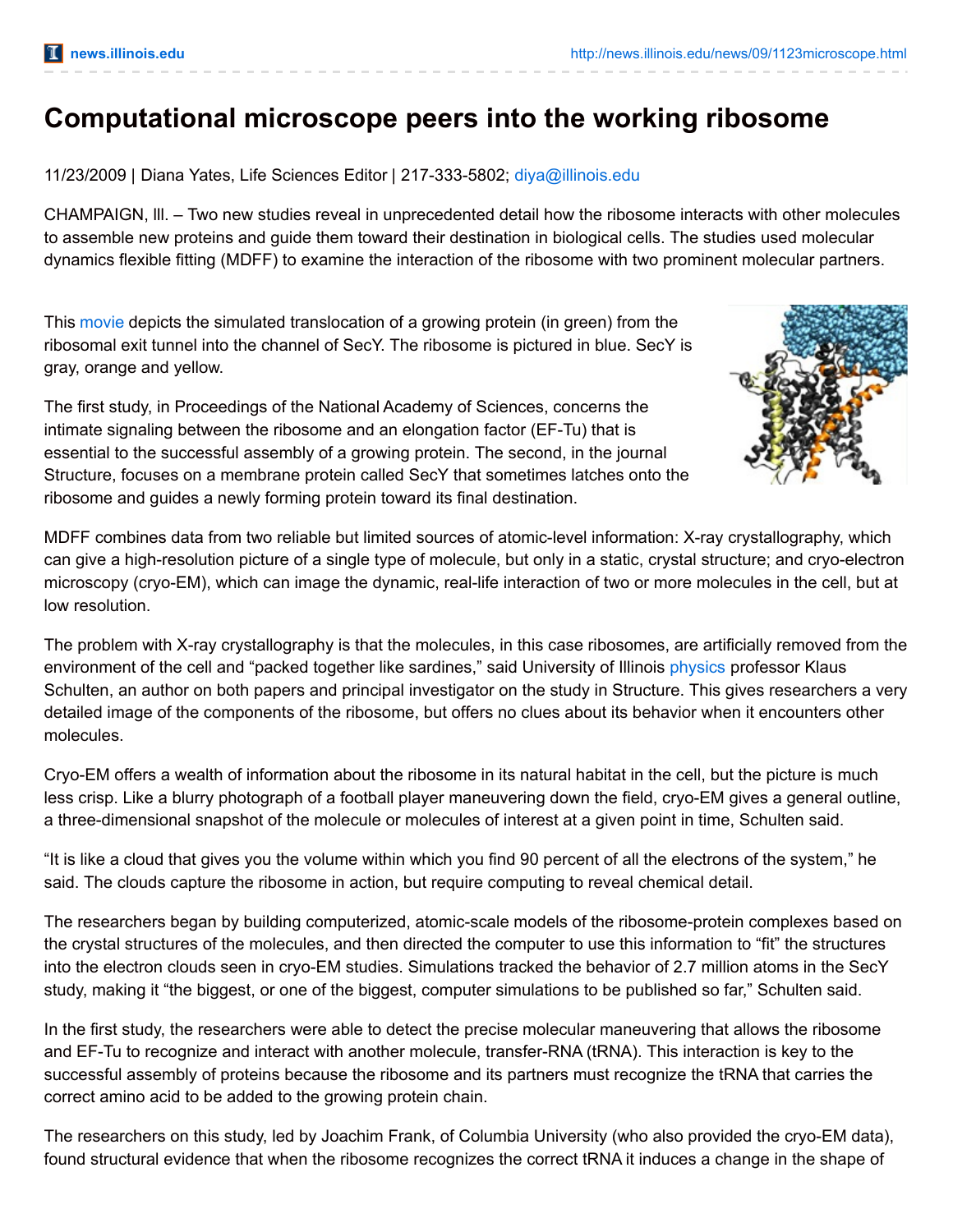# Computational microscope peers into the working ribosome

11/23/2009 | Diana Yates, Life Sciences Editor | 217-333-5802; diya@illinois.edu

CHAMPAIGN, lll. – Two new studies reveal in unprecedented detail how the ribosome interacts with other molecules to assemble new proteins and guide them toward their destination in biological cells. The studies used molecular dynamics flexible fitting (MDFF) to examine the interaction of the ribosome with two prominent molecular partners.

This movie depicts the simulated translocation of a growing protein (in green) from the ribosomal exit tunnel into the channel of SecY. The ribosome is pictured in blue. SecY is gray, orange and yellow.

The first study, in Proceedings of the National Academy of Sciences, concerns the intimate signaling between the ribosome and an elongation factor (EF-Tu) that is essential to the successful assembly of a growing protein. The second, in the journal Structure, focuses on a membrane protein called SecY that sometimes latches onto the ribosome and guides a newly forming protein toward its final destination.

MDFF combines data from two reliable but limited sources of atomic-level information: X-ray crystallography, which can give a high-resolution picture of a single type of molecule, but only in a static, crystal structure; and cryo-electron microscopy (cryo-EM), which can image the dynamic, real-life interaction of two or more molecules in the cell, but at low resolution.

The problem with X-ray crystallography is that the molecules, in this case ribosomes, are artificially removed from the environment of the cell and "packed together like sardines," said University of Illinois physics professor Klaus Schulten, an author on both papers and principal investigator on the study in Structure. This gives researchers a very detailed image of the components of the ribosome, but offers no clues about its behavior when it encounters other molecules.

Cryo-EM offers a wealth of information about the ribosome in its natural habitat in the cell, but the picture is much less crisp. Like a blurry photograph of a football player maneuvering down the field, cryo-EM gives a general outline, a three-dimensional snapshot of the molecule or molecules of interest at a given point in time, Schulten said.

"It is like a cloud that gives you the volume within which you find 90 percent of all the electrons of the system," he said. The clouds capture the ribosome in action, but require computing to reveal chemical detail.

The researchers began by building computerized, atomic-scale models of the ribosome-protein complexes based on the crystal structures of the molecules, and then directed the computer to use this information to "fit" the structures into the electron clouds seen in cryo-EM studies. Simulations tracked the behavior of 2.7 million atoms in the SecY study, making it "the biggest, or one of the biggest, computer simulations to be published so far," Schulten said.

In the first study, the researchers were able to detect the precise molecular maneuvering that allows the ribosome and EF-Tu to recognize and interact with another molecule, transfer-RNA (tRNA). This interaction is key to the successful assembly of proteins because the ribosome and its partners must recognize the tRNA that carries the correct amino acid to be added to the growing protein chain.

The researchers on this study, led by Joachim Frank, of Columbia University (who also provided the cryo-EM data), found structural evidence that when the ribosome recognizes the correct tRNA it induces a change in the shape of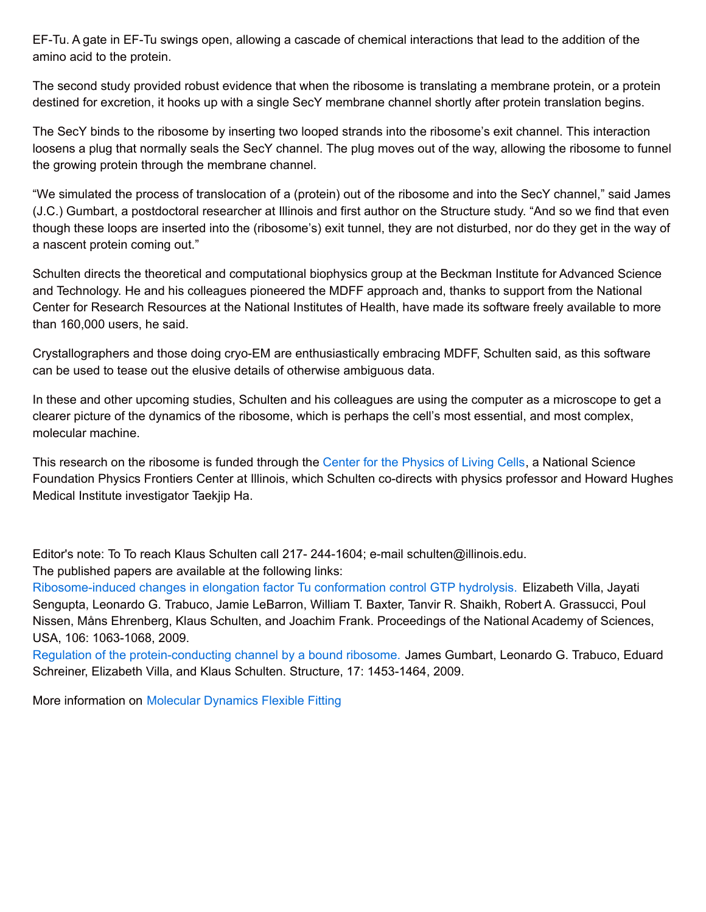EF-Tu. A gate in EF-Tu swings open, allowing a cascade of chemical interactions that lead to the addition of the amino acid to the protein.

The second study provided robust evidence that when the ribosome is translating a membrane protein, or a protein destined for excretion, it hooks up with a single SecY membrane channel shortly after protein translation begins.

The SecY binds to the ribosome by inserting two looped strands into the ribosome's exit channel. This interaction loosens a plug that normally seals the SecY channel. The plug moves out of the way, allowing the ribosome to funnel the growing protein through the membrane channel.

"We simulated the process of translocation of a (protein) out of the ribosome and into the SecY channel," said James (J.C.) Gumbart, a postdoctoral researcher at Illinois and first author on the Structure study. "And so we find that even though these loops are inserted into the (ribosome's) exit tunnel, they are not disturbed, nor do they get in the way of a nascent protein coming out."

Schulten directs the theoretical and computational biophysics group at the Beckman Institute for Advanced Science and Technology. He and his colleagues pioneered the MDFF approach and, thanks to support from the National Center for Research Resources at the National Institutes of Health, have made its software freely available to more than 160,000 users, he said.

Crystallographers and those doing cryo-EM are enthusiastically embracing MDFF, Schulten said, as this software can be used to tease out the elusive details of otherwise ambiguous data.

In these and other upcoming studies, Schulten and his colleagues are using the computer as a microscope to get a clearer picture of the dynamics of the ribosome, which is perhaps the cell's most essential, and most complex, molecular machine.

This research on the ribosome is funded through the Center for the Physics of Living Cells, a National Science Foundation Physics Frontiers Center at Illinois, which Schulten co-directs with physics professor and Howard Hughes Medical Institute investigator Taekjip Ha.

Editor's note: To To reach Klaus Schulten call 217- 244-1604; e-mail schulten@illinois.edu.
The published papers are available at the following links:
Ribosome-induced changes in elongation factor Tu conformation control GTP hydrolysis. Elizabeth Villa, Jayati Sengupta, Leonardo G. Trabuco, Jamie LeBarron, William T. Baxter, Tanvir R. Shaikh, Robert A. Grassucci, Poul Nissen, Måns Ehrenberg, Klaus Schulten, and Joachim Frank. Proceedings of the National Academy of Sciences, USA, 106: 1063-1068, 2009.
Regulation of the protein-conducting channel by a bound ribosome. James Gumbart, Leonardo G. Trabuco, Eduard Schreiner, Elizabeth Villa, and Klaus Schulten. Structure, 17: 1453-1464, 2009.

More information on Molecular Dynamics Flexible Fitting